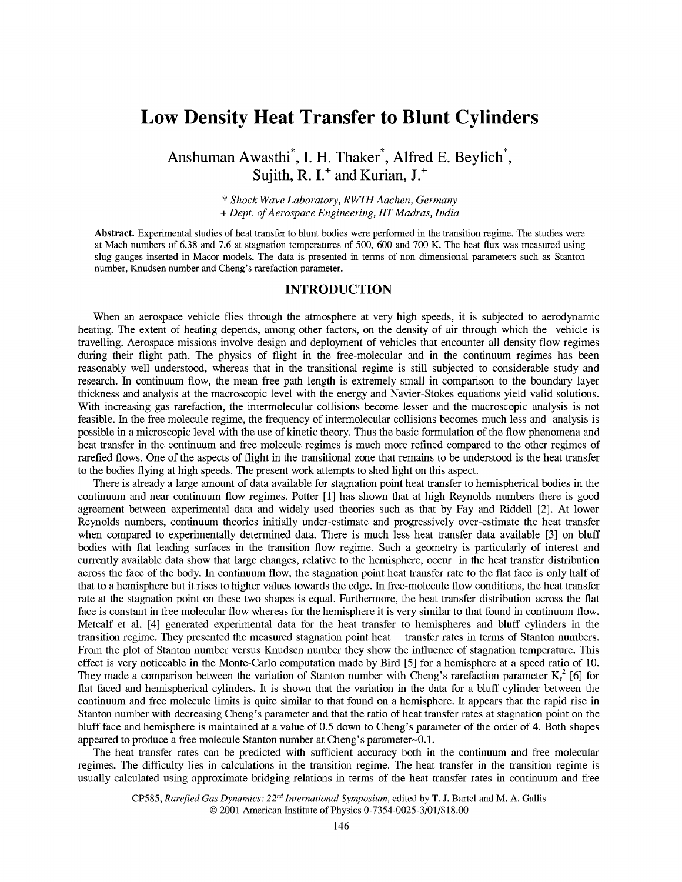# Low Density Heat Transfer to Blunt Cylinders

Anshuman Awasthi[*], I. H. Thaker[*], Alfred E. Beylich[*], Sujith, R. I.[+] and Kurian, J.[+]

*[*] Shock Wave Laboratory, RWTH Aachen, Germany*
*[+] Dept. of Aerospace Engineering, IIT Madras, India*

**Abstract.** Experimental studies of heat transfer to blunt bodies were performed in the transition regime. The studies were at Mach numbers of 6.38 and 7.6 at stagnation temperatures of 500, 600 and 700 K. The heat flux was measured using slug gauges inserted in Macor models. The data is presented in terms of non dimensional parameters such as Stanton number, Knudsen number and Cheng's rarefaction parameter.

## INTRODUCTION

When an aerospace vehicle flies through the atmosphere at very high speeds, it is subjected to aerodynamic heating. The extent of heating depends, among other factors, on the density of air through which the vehicle is travelling. Aerospace missions involve design and deployment of vehicles that encounter all density flow regimes during their flight path. The physics of flight in the free-molecular and in the continuum regimes has been reasonably well understood, whereas that in the transitional regime is still subjected to considerable study and research. In continuum flow, the mean free path length is extremely small in comparison to the boundary layer thickness and analysis at the macroscopic level with the energy and Navier-Stokes equations yield valid solutions. With increasing gas rarefaction, the intermolecular collisions become lesser and the macroscopic analysis is not feasible. In the free molecule regime, the frequency of intermolecular collisions becomes much less and analysis is possible in a microscopic level with the use of kinetic theory. Thus the basic formulation of the flow phenomena and heat transfer in the continuum and free molecule regimes is much more refined compared to the other regimes of rarefied flows. One of the aspects of flight in the transitional zone that remains to be understood is the heat transfer to the bodies flying at high speeds. The present work attempts to shed light on this aspect.

There is already a large amount of data available for stagnation point heat transfer to hemispherical bodies in the continuum and near continuum flow regimes. Potter [1] has shown that at high Reynolds numbers there is good agreement between experimental data and widely used theories such as that by Fay and Riddell [2]. At lower Reynolds numbers, continuum theories initially under-estimate and progressively over-estimate the heat transfer when compared to experimentally determined data. There is much less heat transfer data available [3] on bluff bodies with flat leading surfaces in the transition flow regime. Such a geometry is particularly of interest and currently available data show that large changes, relative to the hemisphere, occur in the heat transfer distribution across the face of the body. In continuum flow, the stagnation point heat transfer rate to the flat face is only half of that to a hemisphere but it rises to higher values towards the edge. In free-molecule flow conditions, the heat transfer rate at the stagnation point on these two shapes is equal. Furthermore, the heat transfer distribution across the flat face is constant in free molecular flow whereas for the hemisphere it is very similar to that found in continuum flow. Metcalf et al. [4] generated experimental data for the heat transfer to hemispheres and bluff cylinders in the transition regime. They presented the measured stagnation point heat transfer rates in terms of Stanton numbers. From the plot of Stanton number versus Knudsen number they show the influence of stagnation temperature. This effect is very noticeable in the Monte-Carlo computation made by Bird [5] for a hemisphere at a speed ratio of 10. They made a comparison between the variation of Stanton number with Cheng's rarefaction parameter $K_r^2$ [6] for flat faced and hemispherical cylinders. It is shown that the variation in the data for a bluff cylinder between the continuum and free molecule limits is quite similar to that found on a hemisphere. It appears that the rapid rise in Stanton number with decreasing Cheng's parameter and that the ratio of heat transfer rates at stagnation point on the bluff face and hemisphere is maintained at a value of 0.5 down to Cheng's parameter of the order of 4. Both shapes appeared to produce a free molecule Stanton number at Cheng's parameter~0.1.

The heat transfer rates can be predicted with sufficient accuracy both in the continuum and free molecular regimes. The difficulty lies in calculations in the transition regime. The heat transfer in the transition regime is usually calculated using approximate bridging relations in terms of the heat transfer rates in continuum and free

CP585, *Rarefied Gas Dynamics: 22nd International Symposium*, edited by T. J. Bartel and M. A. Gallis
© 2001 American Institute of Physics 0-7354-0025-3/01/$18.00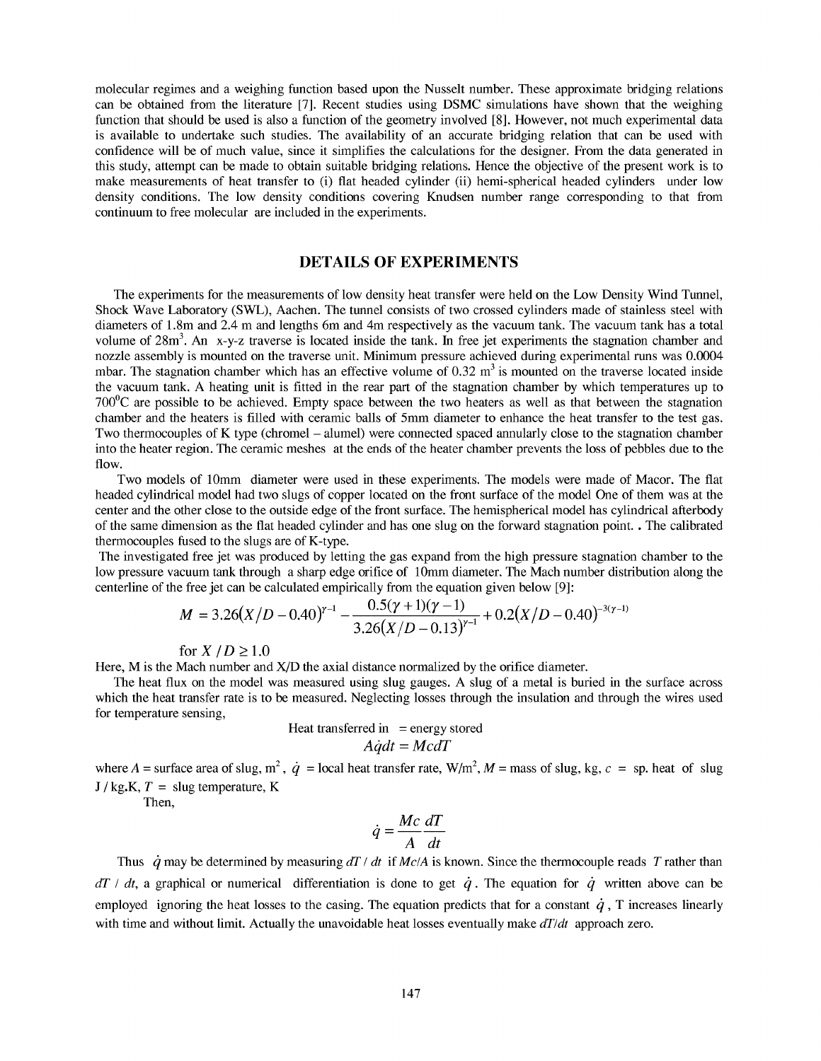molecular regimes and a weighing function based upon the Nusselt number. These approximate bridging relations can be obtained from the literature [7]. Recent studies using DSMC simulations have shown that the weighing function that should be used is also a function of the geometry involved [8]. However, not much experimental data is available to undertake such studies. The availability of an accurate bridging relation that can be used with confidence will be of much value, since it simplifies the calculations for the designer. From the data generated in this study, attempt can be made to obtain suitable bridging relations. Hence the objective of the present work is to make measurements of heat transfer to (i) flat headed cylinder (ii) hemi-spherical headed cylinders under low density conditions. The low density conditions covering Knudsen number range corresponding to that from continuum to free molecular are included in the experiments.

## DETAILS OF EXPERIMENTS

The experiments for the measurements of low density heat transfer were held on the Low Density Wind Tunnel, Shock Wave Laboratory (SWL), Aachen. The tunnel consists of two crossed cylinders made of stainless steel with diameters of 1.8m and 2.4 m and lengths 6m and 4m respectively as the vacuum tank. The vacuum tank has a total volume of 28m$^3$. An x-y-z traverse is located inside the tank. In free jet experiments the stagnation chamber and nozzle assembly is mounted on the traverse unit. Minimum pressure achieved during experimental runs was 0.0004 mbar. The stagnation chamber which has an effective volume of 0.32 m$^3$ is mounted on the traverse located inside the vacuum tank. A heating unit is fitted in the rear part of the stagnation chamber by which temperatures up to 700$^0$C are possible to be achieved. Empty space between the two heaters as well as that between the stagnation chamber and the heaters is filled with ceramic balls of 5mm diameter to enhance the heat transfer to the test gas. Two thermocouples of K type (chromel – alumel) were connected spaced annularly close to the stagnation chamber into the heater region. The ceramic meshes at the ends of the heater chamber prevents the loss of pebbles due to the flow.

Two models of 10mm diameter were used in these experiments. The models were made of Macor. The flat headed cylindrical model had two slugs of copper located on the front surface of the model One of them was at the center and the other close to the outside edge of the front surface. The hemispherical model has cylindrical afterbody of the same dimension as the flat headed cylinder and has one slug on the forward stagnation point. . The calibrated thermocouples fused to the slugs are of K-type.

The investigated free jet was produced by letting the gas expand from the high pressure stagnation chamber to the low pressure vacuum tank through a sharp edge orifice of 10mm diameter. The Mach number distribution along the centerline of the free jet can be calculated empirically from the equation given below [9]:

$$M = 3.26(X/D - 0.40)^{\gamma-1} - \frac{0.5(\gamma+1)(\gamma-1)}{3.26(X/D - 0.13)^{\gamma-1}} + 0.2(X/D - 0.40)^{-3(\gamma-1)}$$

for $X/D \geq 1.0$

Here, M is the Mach number and X/D the axial distance normalized by the orifice diameter.

The heat flux on the model was measured using slug gauges. A slug of a metal is buried in the surface across which the heat transfer rate is to be measured. Neglecting losses through the insulation and through the wires used for temperature sensing,

Heat transferred in = energy stored

$$A\dot{q}dt = McdT$$

where $A$ = surface area of slug, m$^2$, $\dot{q}$ = local heat transfer rate, W/m$^2$, $M$ = mass of slug, kg, $c$ = sp. heat of slug J / kg.K, $T$ = slug temperature, K

Then,

$$\dot{q} = \frac{Mc}{A}\frac{dT}{dt}$$

Thus $\dot{q}$ may be determined by measuring $dT/dt$ if $Mc/A$ is known. Since the thermocouple reads $T$ rather than $dT/dt$, a graphical or numerical differentiation is done to get $\dot{q}$. The equation for $\dot{q}$ written above can be employed ignoring the heat losses to the casing. The equation predicts that for a constant $\dot{q}$, T increases linearly with time and without limit. Actually the unavoidable heat losses eventually make $dT/dt$ approach zero.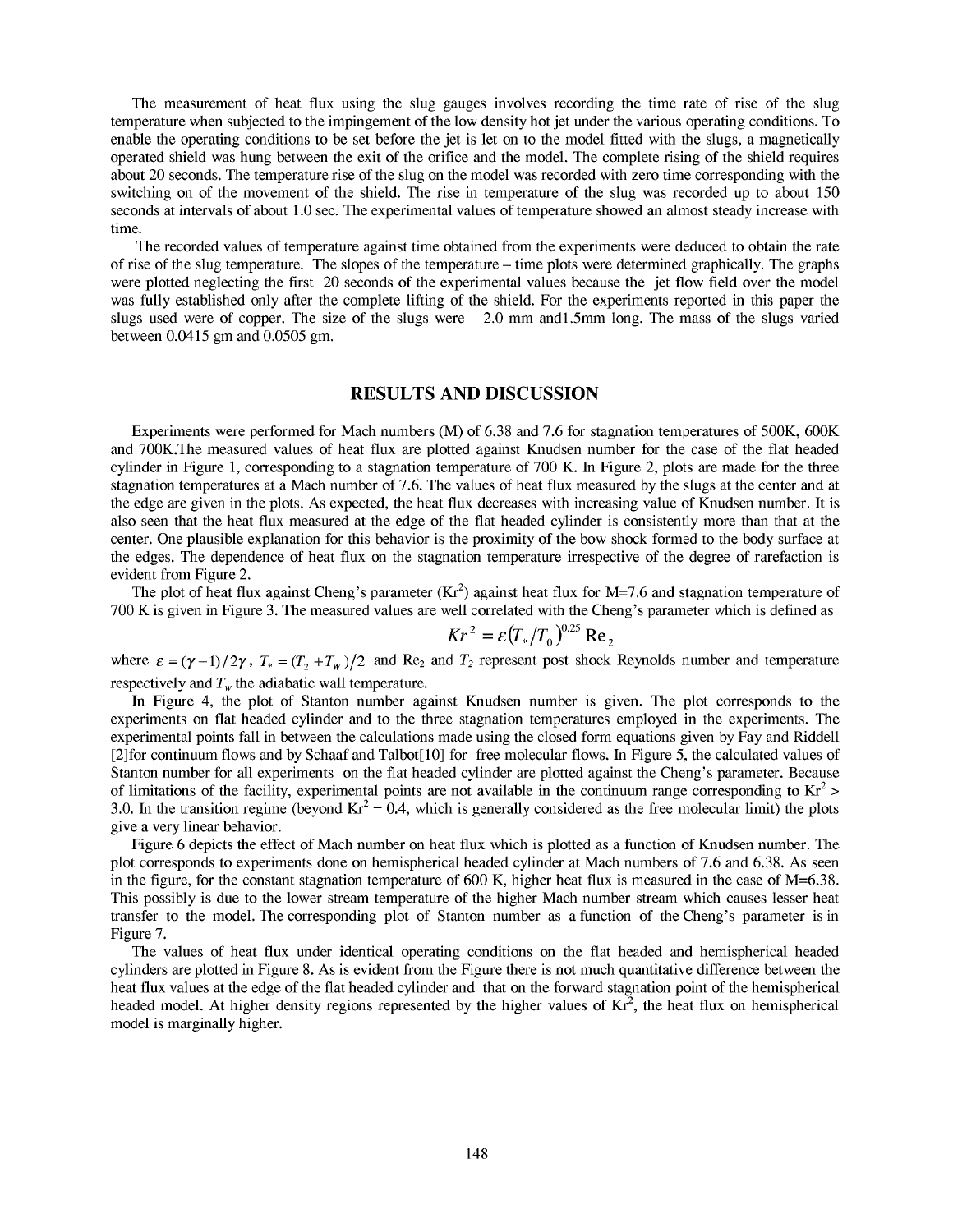The measurement of heat flux using the slug gauges involves recording the time rate of rise of the slug temperature when subjected to the impingement of the low density hot jet under the various operating conditions. To enable the operating conditions to be set before the jet is let on to the model fitted with the slugs, a magnetically operated shield was hung between the exit of the orifice and the model. The complete rising of the shield requires about 20 seconds. The temperature rise of the slug on the model was recorded with zero time corresponding with the switching on of the movement of the shield. The rise in temperature of the slug was recorded up to about 150 seconds at intervals of about 1.0 sec. The experimental values of temperature showed an almost steady increase with time.

The recorded values of temperature against time obtained from the experiments were deduced to obtain the rate of rise of the slug temperature. The slopes of the temperature – time plots were determined graphically. The graphs were plotted neglecting the first 20 seconds of the experimental values because the jet flow field over the model was fully established only after the complete lifting of the shield. For the experiments reported in this paper the slugs used were of copper. The size of the slugs were 2.0 mm and1.5mm long. The mass of the slugs varied between 0.0415 gm and 0.0505 gm.

## RESULTS AND DISCUSSION

Experiments were performed for Mach numbers (M) of 6.38 and 7.6 for stagnation temperatures of 500K, 600K and 700K.The measured values of heat flux are plotted against Knudsen number for the case of the flat headed cylinder in Figure 1, corresponding to a stagnation temperature of 700 K. In Figure 2, plots are made for the three stagnation temperatures at a Mach number of 7.6. The values of heat flux measured by the slugs at the center and at the edge are given in the plots. As expected, the heat flux decreases with increasing value of Knudsen number. It is also seen that the heat flux measured at the edge of the flat headed cylinder is consistently more than that at the center. One plausible explanation for this behavior is the proximity of the bow shock formed to the body surface at the edges. The dependence of heat flux on the stagnation temperature irrespective of the degree of rarefaction is evident from Figure 2.

The plot of heat flux against Cheng's parameter ($Kr^2$) against heat flux for M=7.6 and stagnation temperature of 700 K is given in Figure 3. The measured values are well correlated with the Cheng's parameter which is defined as

$$Kr^2 = \varepsilon (T_* / T_0)^{0.25} \mathrm{Re}_2$$

where $\varepsilon = (\gamma - 1)/2\gamma$, $T_* = (T_2 + T_W)/2$ and $\mathrm{Re}_2$ and $T_2$ represent post shock Reynolds number and temperature respectively and $T_w$ the adiabatic wall temperature.

In Figure 4, the plot of Stanton number against Knudsen number is given. The plot corresponds to the experiments on flat headed cylinder and to the three stagnation temperatures employed in the experiments. The experimental points fall in between the calculations made using the closed form equations given by Fay and Riddell [2]for continuum flows and by Schaaf and Talbot[10] for free molecular flows. In Figure 5, the calculated values of Stanton number for all experiments on the flat headed cylinder are plotted against the Cheng's parameter. Because of limitations of the facility, experimental points are not available in the continuum range corresponding to $Kr^2 >$ 3.0. In the transition regime (beyond $Kr^2 = 0.4$, which is generally considered as the free molecular limit) the plots give a very linear behavior.

Figure 6 depicts the effect of Mach number on heat flux which is plotted as a function of Knudsen number. The plot corresponds to experiments done on hemispherical headed cylinder at Mach numbers of 7.6 and 6.38. As seen in the figure, for the constant stagnation temperature of 600 K, higher heat flux is measured in the case of M=6.38. This possibly is due to the lower stream temperature of the higher Mach number stream which causes lesser heat transfer to the model. The corresponding plot of Stanton number as a function of the Cheng's parameter is in Figure 7.

The values of heat flux under identical operating conditions on the flat headed and hemispherical headed cylinders are plotted in Figure 8. As is evident from the Figure there is not much quantitative difference between the heat flux values at the edge of the flat headed cylinder and that on the forward stagnation point of the hemispherical headed model. At higher density regions represented by the higher values of $Kr^2$, the heat flux on hemispherical model is marginally higher.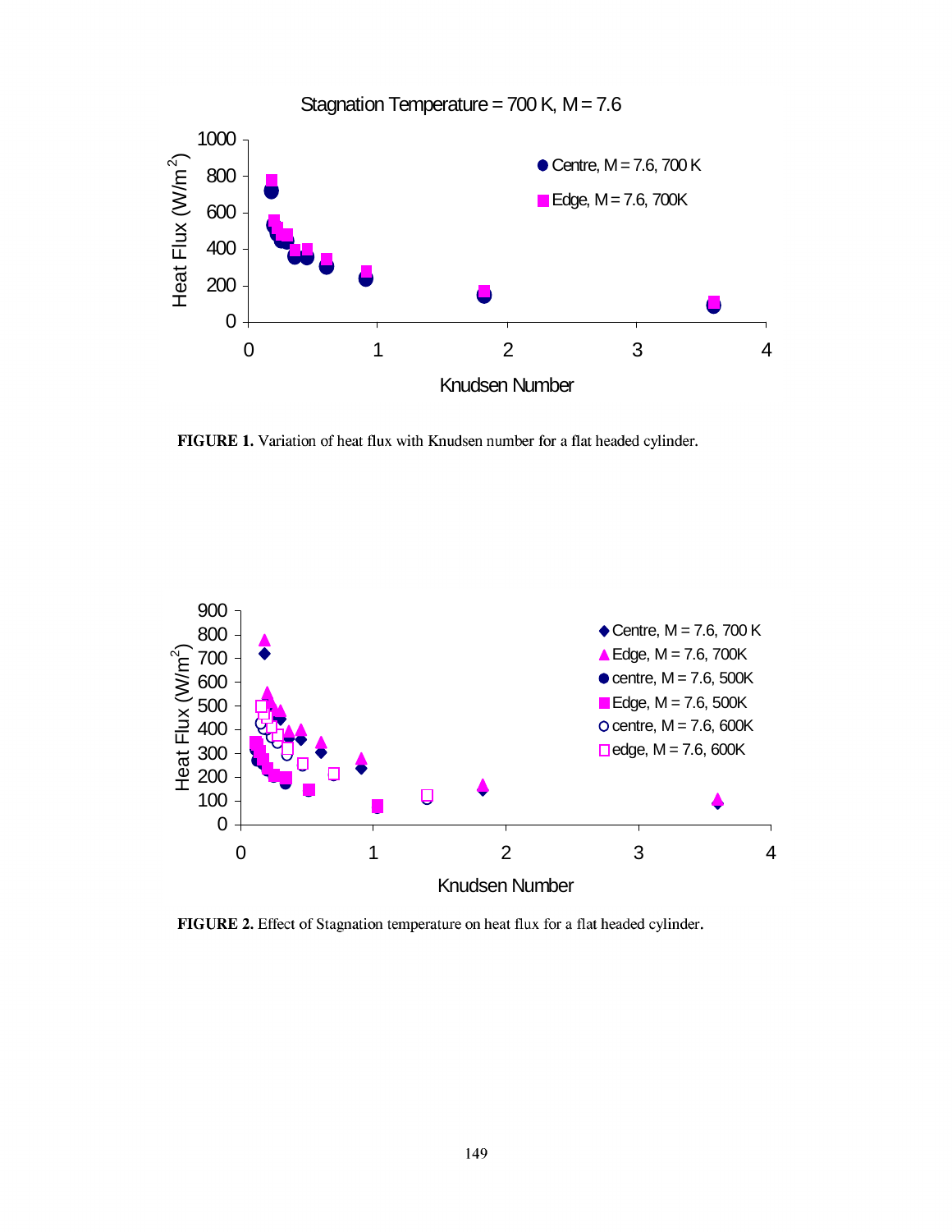**FIGURE 1.** Variation of heat flux with Knudsen number for a flat headed cylinder.

**FIGURE 2.** Effect of Stagnation temperature on heat flux for a flat headed cylinder.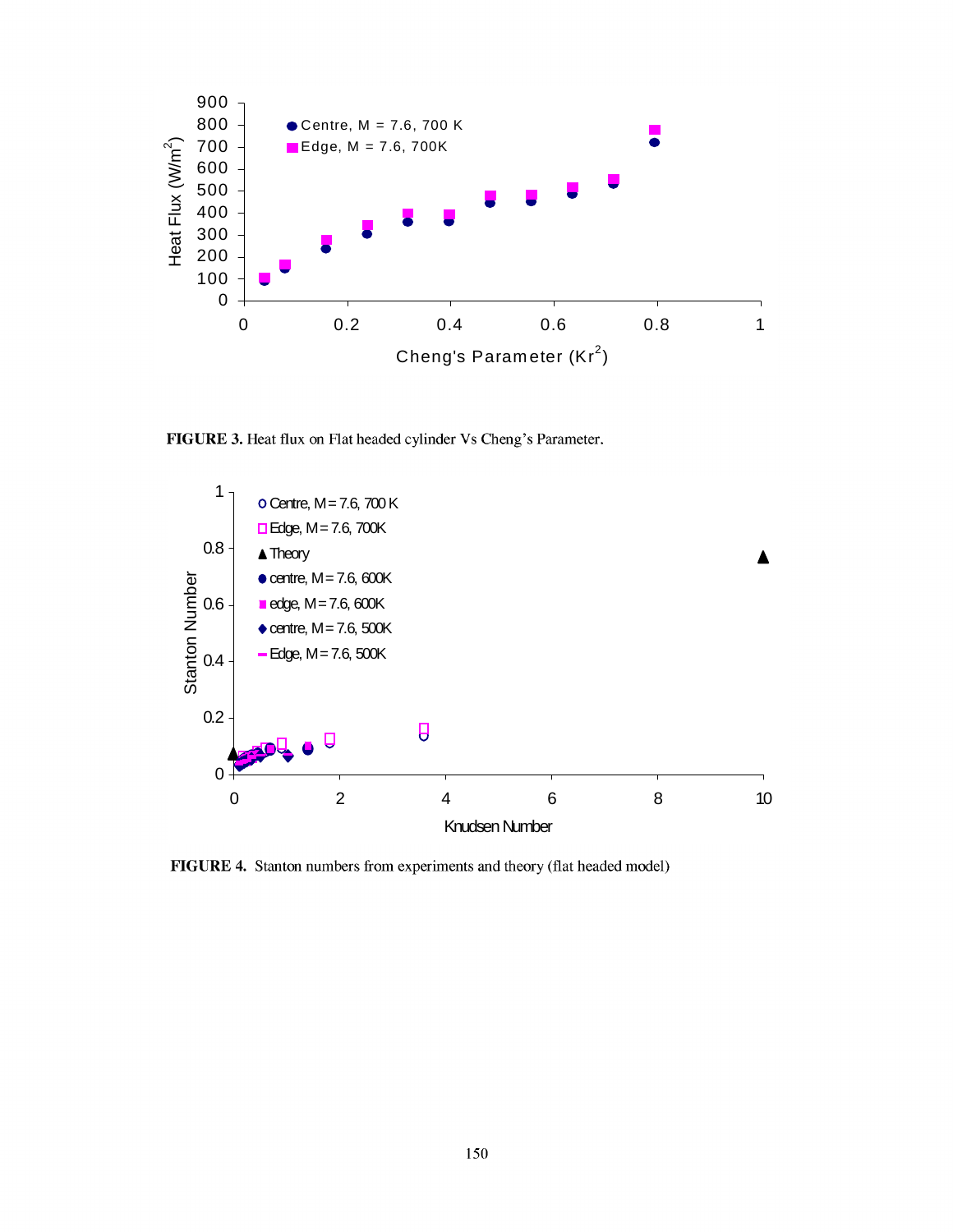**FIGURE 3.** Heat flux on Flat headed cylinder Vs Cheng's Parameter.

**FIGURE 4.** Stanton numbers from experiments and theory (flat headed model)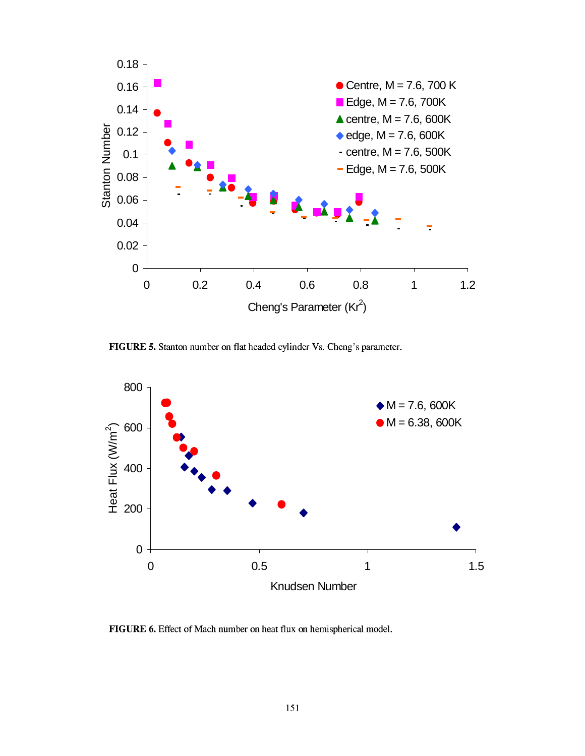**FIGURE 5.** Stanton number on flat headed cylinder Vs. Cheng's parameter.

**FIGURE 6.** Effect of Mach number on heat flux on hemispherical model.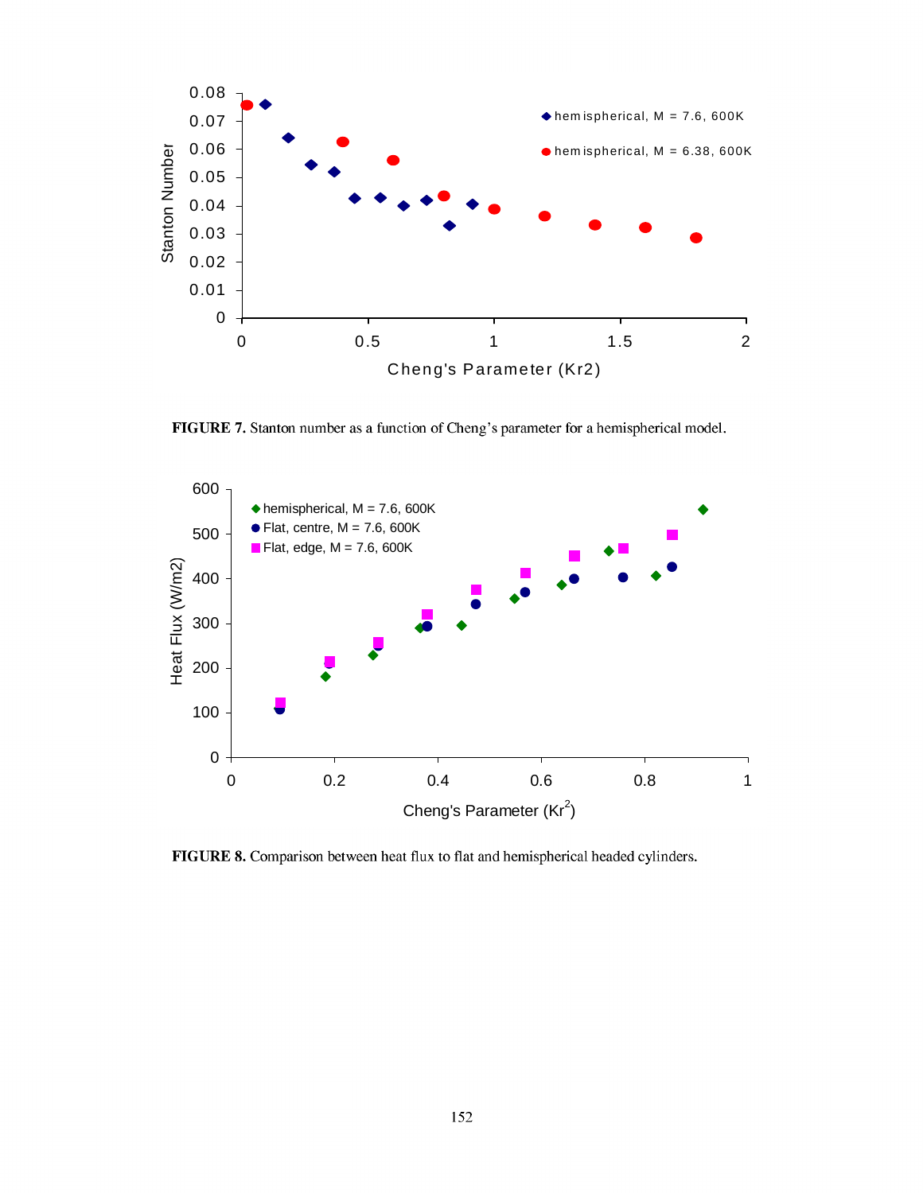**FIGURE 7.** Stanton number as a function of Cheng's parameter for a hemispherical model.

**FIGURE 8.** Comparison between heat flux to flat and hemispherical headed cylinders.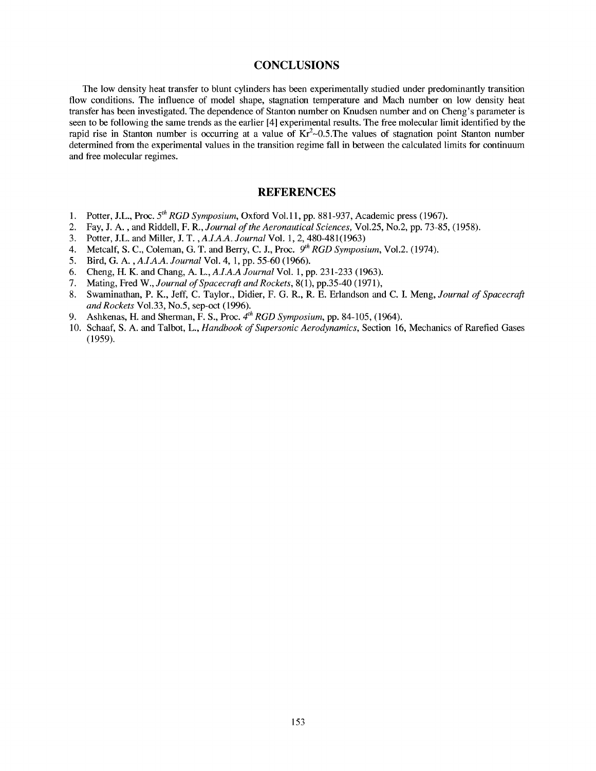## CONCLUSIONS

The low density heat transfer to blunt cylinders has been experimentally studied under predominantly transition flow conditions. The influence of model shape, stagnation temperature and Mach number on low density heat transfer has been investigated. The dependence of Stanton number on Knudsen number and on Cheng's parameter is seen to be following the same trends as the earlier [4] experimental results. The free molecular limit identified by the rapid rise in Stanton number is occurring at a value of $Kr^2$~0.5.The values of stagnation point Stanton number determined from the experimental values in the transition regime fall in between the calculated limits for continuum and free molecular regimes.

## REFERENCES

1. Potter, J.L., Proc. *5th RGD Symposium*, Oxford Vol.11, pp. 881-937, Academic press (1967).
2. Fay, J. A. , and Riddell, F. R., *Journal of the Aeronautical Sciences,* Vol.25, No.2, pp. 73-85, (1958).
3. Potter, J.L. and Miller, J. T. , *A.I.A.A. Journal* Vol. 1, 2, 480-481(1963)
4. Metcalf, S. C., Coleman, G. T. and Berry, C. J., Proc. *9th RGD Symposium*, Vol.2. (1974).
5. Bird, G. A. , *A.I.A.A. Journal* Vol. 4, 1, pp. 55-60 (1966).
6. Cheng, H. K. and Chang, A. L., *A.I.A.A Journal* Vol. 1, pp. 231-233 (1963).
7. Mating, Fred W., *Journal of Spacecraft and Rockets*, 8(1), pp.35-40 (1971),
8. Swaminathan, P. K., Jeff, C. Taylor., Didier, F. G. R., R. E. Erlandson and C. I. Meng, *Journal of Spacecraft and Rockets* Vol.33, No.5, sep-oct (1996).
9. Ashkenas, H. and Sherman, F. S., Proc. *4th RGD Symposium*, pp. 84-105, (1964).
10. Schaaf, S. A. and Talbot, L., *Handbook of Supersonic Aerodynamics*, Section 16, Mechanics of Rarefied Gases (1959).